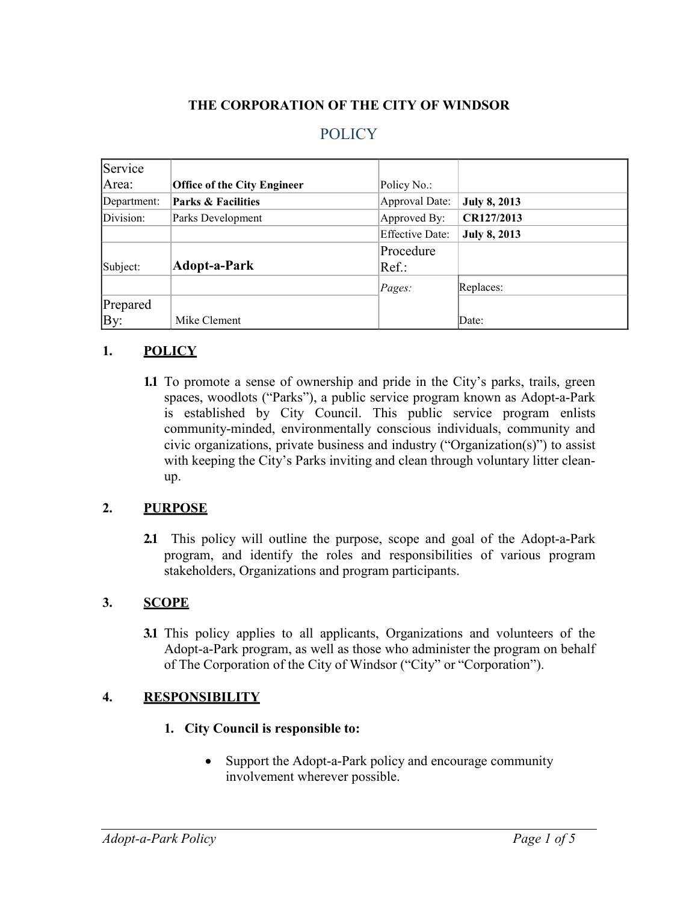**THE CORPORATION OF THE CITY OF WINDSOR**

# POLICY

| Service Area: | Office of the City Engineer | Policy No.: | |
|---|---|---|---|
| Department: | **Parks & Facilities** | Approval Date: | **July 8, 2013** |
| Division: | Parks Development | Approved By: | **CR127/2013** |
| | | Effective Date: | **July 8, 2013** |
| Subject: | **Adopt-a-Park** | Procedure Ref.: | |
| | | *Pages:* | Replaces: |
| Prepared By: | Mike Clement | | Date: |

## 1. POLICY

**1.1** To promote a sense of ownership and pride in the City's parks, trails, green spaces, woodlots ("Parks"), a public service program known as Adopt-a-Park is established by City Council. This public service program enlists community-minded, environmentally conscious individuals, community and civic organizations, private business and industry ("Organization(s)") to assist with keeping the City's Parks inviting and clean through voluntary litter clean-up.

## 2. PURPOSE

**2.1** This policy will outline the purpose, scope and goal of the Adopt-a-Park program, and identify the roles and responsibilities of various program stakeholders, Organizations and program participants.

## 3. SCOPE

**3.1** This policy applies to all applicants, Organizations and volunteers of the Adopt-a-Park program, as well as those who administer the program on behalf of The Corporation of the City of Windsor ("City" or "Corporation").

## 4. RESPONSIBILITY

1. **City Council is responsible to:**

   - Support the Adopt-a-Park policy and encourage community involvement wherever possible.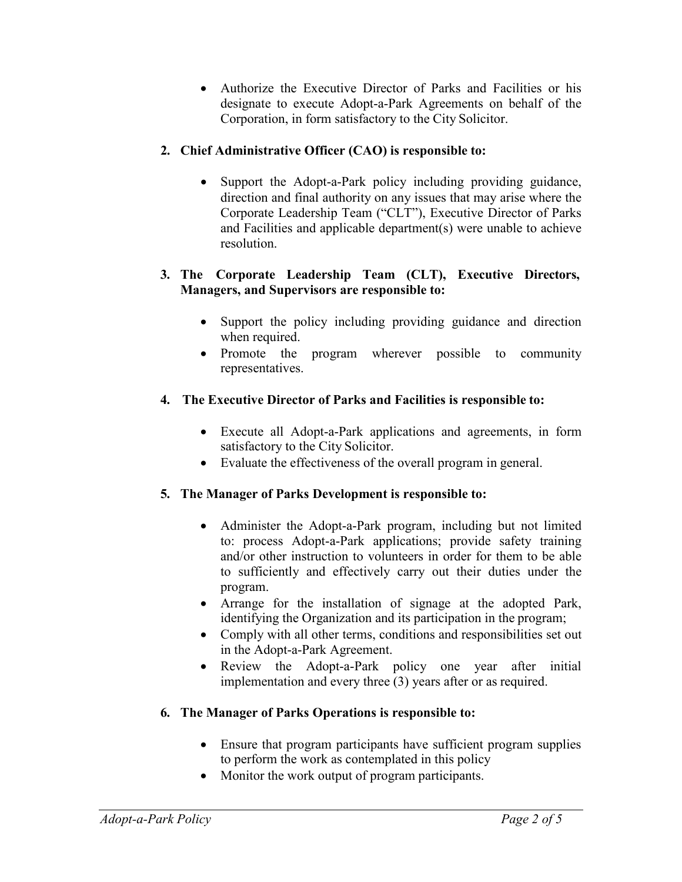- Authorize the Executive Director of Parks and Facilities or his designate to execute Adopt-a-Park Agreements on behalf of the Corporation, in form satisfactory to the City Solicitor.

**2. Chief Administrative Officer (CAO) is responsible to:**

- Support the Adopt-a-Park policy including providing guidance, direction and final authority on any issues that may arise where the Corporate Leadership Team ("CLT"), Executive Director of Parks and Facilities and applicable department(s) were unable to achieve resolution.

**3. The Corporate Leadership Team (CLT), Executive Directors, Managers, and Supervisors are responsible to:**

- Support the policy including providing guidance and direction when required.
- Promote the program wherever possible to community representatives.

**4. The Executive Director of Parks and Facilities is responsible to:**

- Execute all Adopt-a-Park applications and agreements, in form satisfactory to the City Solicitor.
- Evaluate the effectiveness of the overall program in general.

**5. The Manager of Parks Development is responsible to:**

- Administer the Adopt-a-Park program, including but not limited to: process Adopt-a-Park applications; provide safety training and/or other instruction to volunteers in order for them to be able to sufficiently and effectively carry out their duties under the program.
- Arrange for the installation of signage at the adopted Park, identifying the Organization and its participation in the program;
- Comply with all other terms, conditions and responsibilities set out in the Adopt-a-Park Agreement.
- Review the Adopt-a-Park policy one year after initial implementation and every three (3) years after or as required.

**6. The Manager of Parks Operations is responsible to:**

- Ensure that program participants have sufficient program supplies to perform the work as contemplated in this policy
- Monitor the work output of program participants.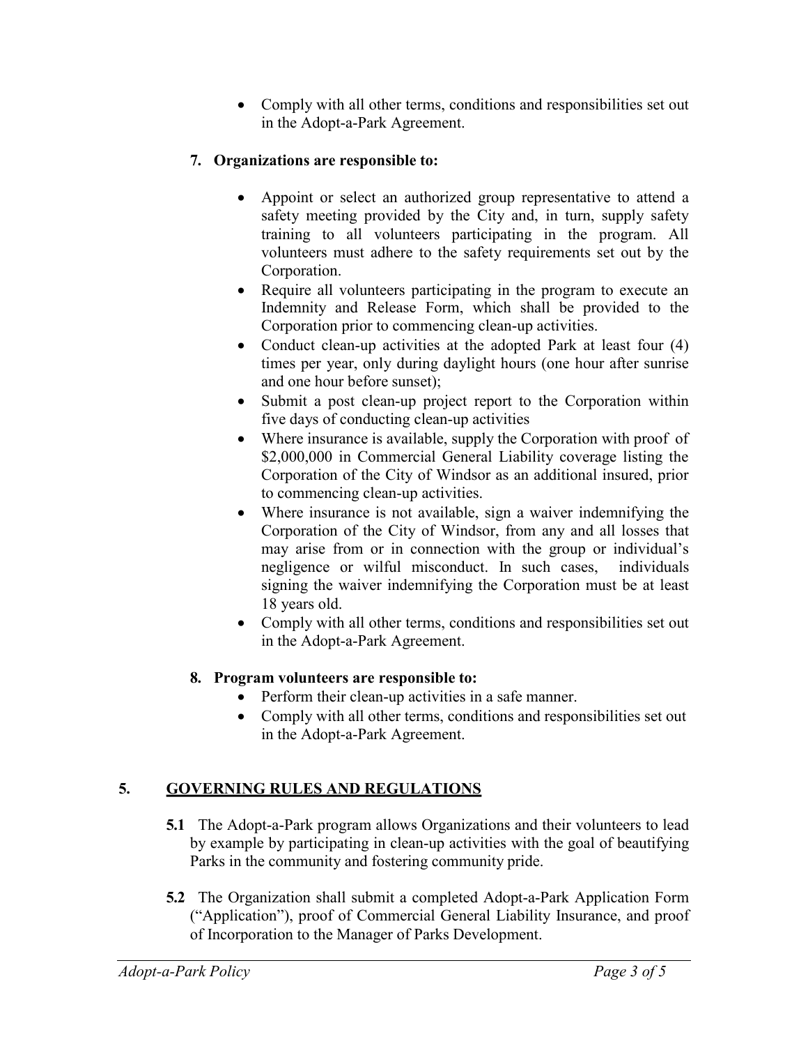- Comply with all other terms, conditions and responsibilities set out in the Adopt-a-Park Agreement.

**7. Organizations are responsible to:**

- Appoint or select an authorized group representative to attend a safety meeting provided by the City and, in turn, supply safety training to all volunteers participating in the program. All volunteers must adhere to the safety requirements set out by the Corporation.
- Require all volunteers participating in the program to execute an Indemnity and Release Form, which shall be provided to the Corporation prior to commencing clean-up activities.
- Conduct clean-up activities at the adopted Park at least four (4) times per year, only during daylight hours (one hour after sunrise and one hour before sunset);
- Submit a post clean-up project report to the Corporation within five days of conducting clean-up activities
- Where insurance is available, supply the Corporation with proof of $2,000,000 in Commercial General Liability coverage listing the Corporation of the City of Windsor as an additional insured, prior to commencing clean-up activities.
- Where insurance is not available, sign a waiver indemnifying the Corporation of the City of Windsor, from any and all losses that may arise from or in connection with the group or individual's negligence or wilful misconduct. In such cases, individuals signing the waiver indemnifying the Corporation must be at least 18 years old.
- Comply with all other terms, conditions and responsibilities set out in the Adopt-a-Park Agreement.

**8. Program volunteers are responsible to:**

- Perform their clean-up activities in a safe manner.
- Comply with all other terms, conditions and responsibilities set out in the Adopt-a-Park Agreement.

## 5. GOVERNING RULES AND REGULATIONS

**5.1** The Adopt-a-Park program allows Organizations and their volunteers to lead by example by participating in clean-up activities with the goal of beautifying Parks in the community and fostering community pride.

**5.2** The Organization shall submit a completed Adopt-a-Park Application Form ("Application"), proof of Commercial General Liability Insurance, and proof of Incorporation to the Manager of Parks Development.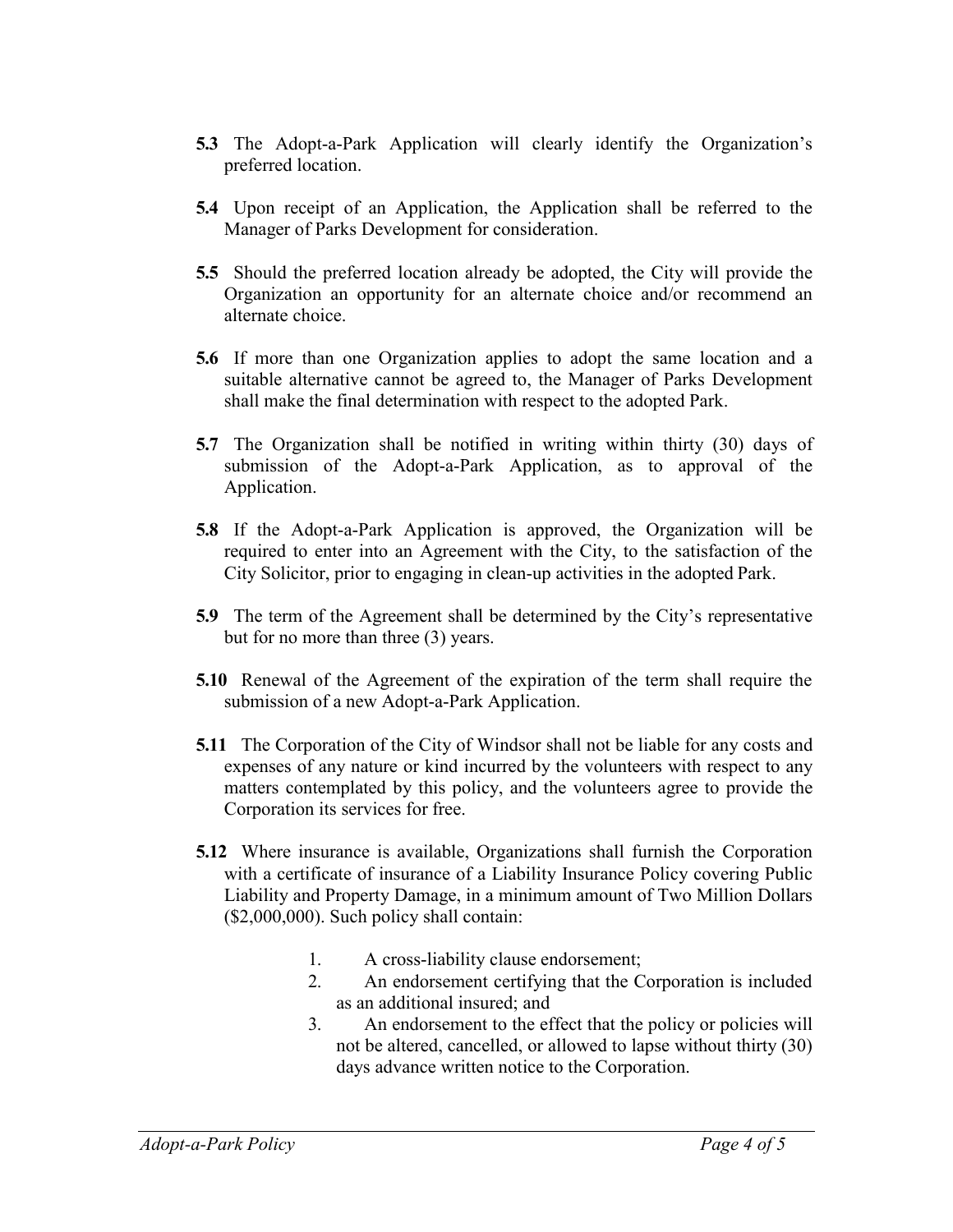**5.3** The Adopt-a-Park Application will clearly identify the Organization's preferred location.

**5.4** Upon receipt of an Application, the Application shall be referred to the Manager of Parks Development for consideration.

**5.5** Should the preferred location already be adopted, the City will provide the Organization an opportunity for an alternate choice and/or recommend an alternate choice.

**5.6** If more than one Organization applies to adopt the same location and a suitable alternative cannot be agreed to, the Manager of Parks Development shall make the final determination with respect to the adopted Park.

**5.7** The Organization shall be notified in writing within thirty (30) days of submission of the Adopt-a-Park Application, as to approval of the Application.

**5.8** If the Adopt-a-Park Application is approved, the Organization will be required to enter into an Agreement with the City, to the satisfaction of the City Solicitor, prior to engaging in clean-up activities in the adopted Park.

**5.9** The term of the Agreement shall be determined by the City's representative but for no more than three (3) years.

**5.10** Renewal of the Agreement of the expiration of the term shall require the submission of a new Adopt-a-Park Application.

**5.11** The Corporation of the City of Windsor shall not be liable for any costs and expenses of any nature or kind incurred by the volunteers with respect to any matters contemplated by this policy, and the volunteers agree to provide the Corporation its services for free.

**5.12** Where insurance is available, Organizations shall furnish the Corporation with a certificate of insurance of a Liability Insurance Policy covering Public Liability and Property Damage, in a minimum amount of Two Million Dollars ($2,000,000). Such policy shall contain:

1. A cross-liability clause endorsement;
2. An endorsement certifying that the Corporation is included as an additional insured; and
3. An endorsement to the effect that the policy or policies will not be altered, cancelled, or allowed to lapse without thirty (30) days advance written notice to the Corporation.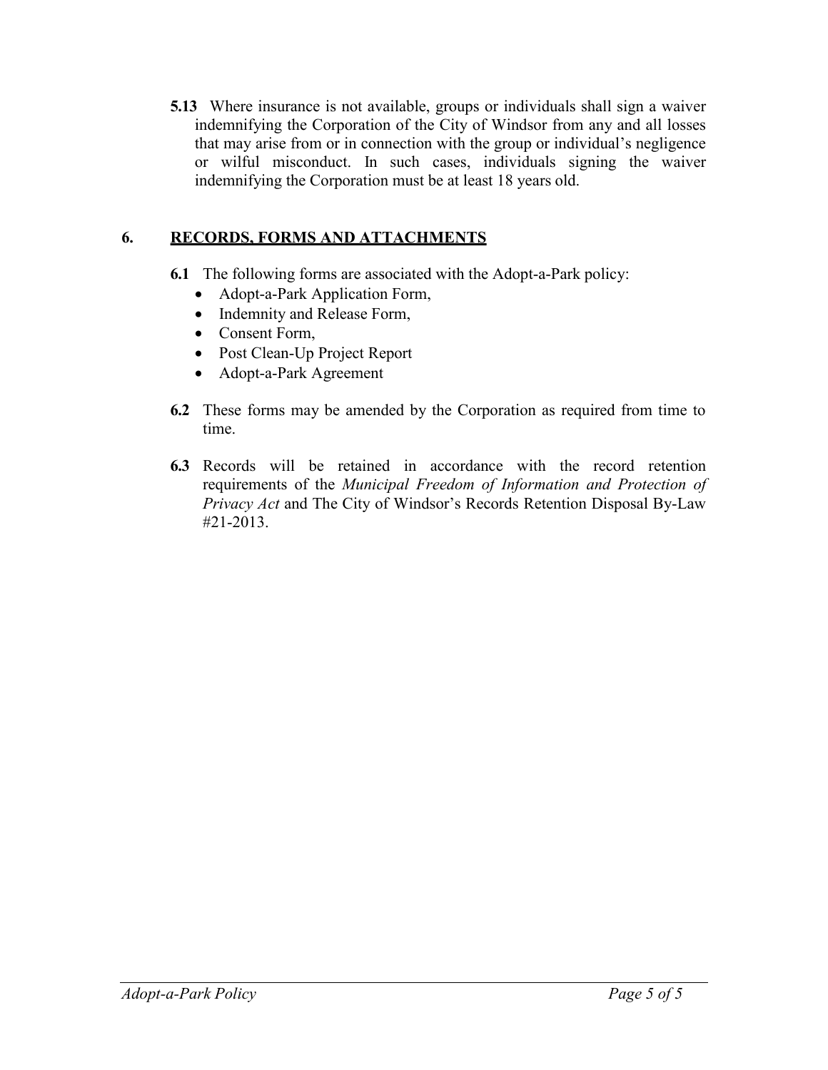**5.13** Where insurance is not available, groups or individuals shall sign a waiver indemnifying the Corporation of the City of Windsor from any and all losses that may arise from or in connection with the group or individual's negligence or wilful misconduct. In such cases, individuals signing the waiver indemnifying the Corporation must be at least 18 years old.

## 6. RECORDS, FORMS AND ATTACHMENTS

**6.1** The following forms are associated with the Adopt-a-Park policy:

- Adopt-a-Park Application Form,
- Indemnity and Release Form,
- Consent Form,
- Post Clean-Up Project Report
- Adopt-a-Park Agreement

**6.2** These forms may be amended by the Corporation as required from time to time.

**6.3** Records will be retained in accordance with the record retention requirements of the *Municipal Freedom of Information and Protection of Privacy Act* and The City of Windsor's Records Retention Disposal By-Law #21-2013.